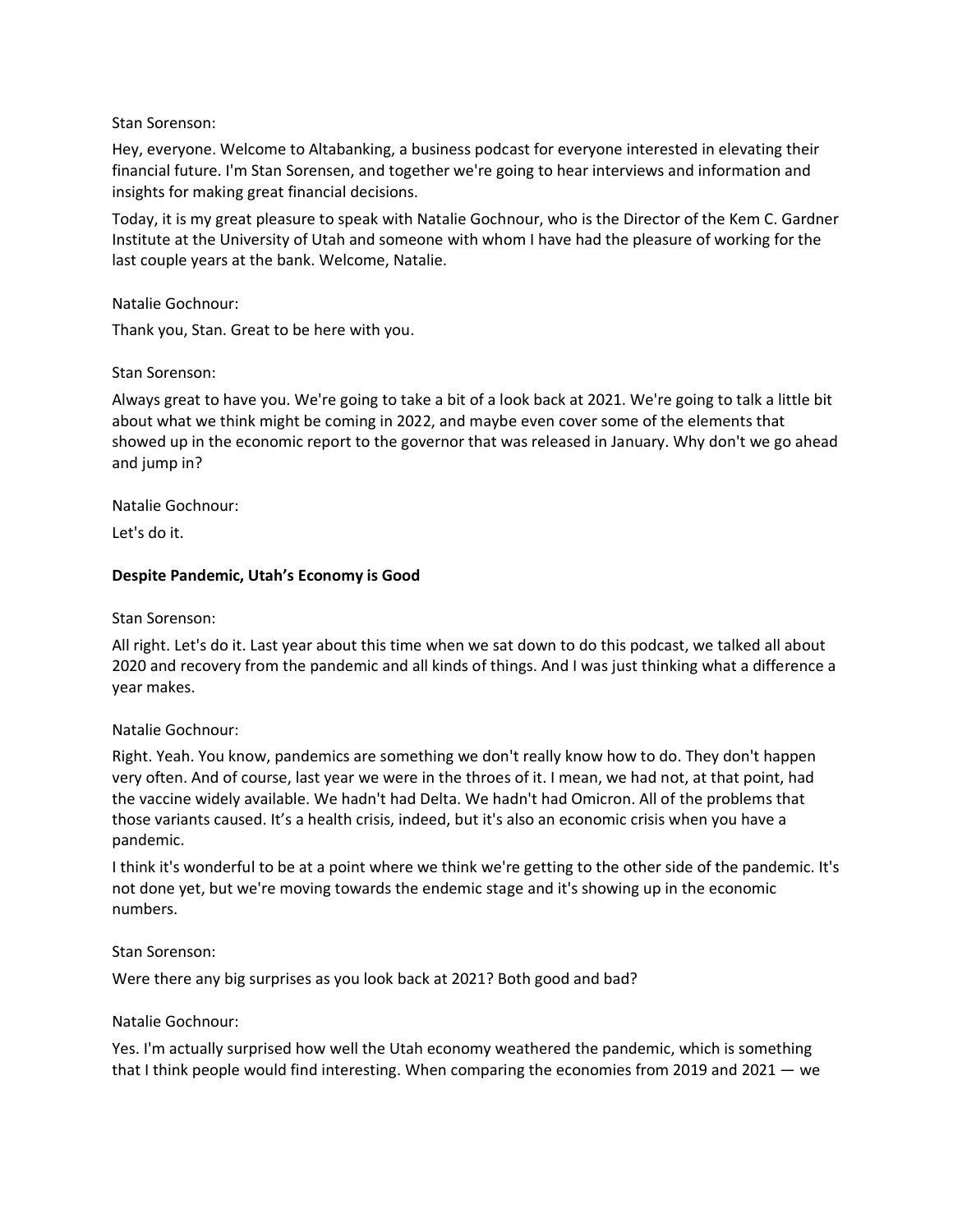Stan Sorenson:

Hey, everyone. Welcome to Altabanking, a business podcast for everyone interested in elevating their financial future. I'm Stan Sorensen, and together we're going to hear interviews and information and insights for making great financial decisions.

Today, it is my great pleasure to speak with Natalie Gochnour, who is the Director of the Kem C. Gardner Institute at the University of Utah and someone with whom I have had the pleasure of working for the last couple years at the bank. Welcome, Natalie.

Natalie Gochnour:

Thank you, Stan. Great to be here with you.

Stan Sorenson:

Always great to have you. We're going to take a bit of a look back at 2021. We're going to talk a little bit about what we think might be coming in 2022, and maybe even cover some of the elements that showed up in the economic report to the governor that was released in January. Why don't we go ahead and jump in?

Natalie Gochnour:

Let's do it.

**Despite Pandemic, Utah's Economy is Good**

Stan Sorenson:

All right. Let's do it. Last year about this time when we sat down to do this podcast, we talked all about 2020 and recovery from the pandemic and all kinds of things. And I was just thinking what a difference a year makes.

Natalie Gochnour:

Right. Yeah. You know, pandemics are something we don't really know how to do. They don't happen very often. And of course, last year we were in the throes of it. I mean, we had not, at that point, had the vaccine widely available. We hadn't had Delta. We hadn't had Omicron. All of the problems that those variants caused. It's a health crisis, indeed, but it's also an economic crisis when you have a pandemic.

I think it's wonderful to be at a point where we think we're getting to the other side of the pandemic. It's not done yet, but we're moving towards the endemic stage and it's showing up in the economic numbers.

Stan Sorenson:

Were there any big surprises as you look back at 2021? Both good and bad?

Natalie Gochnour:

Yes. I'm actually surprised how well the Utah economy weathered the pandemic, which is something that I think people would find interesting. When comparing the economies from 2019 and 2021 — we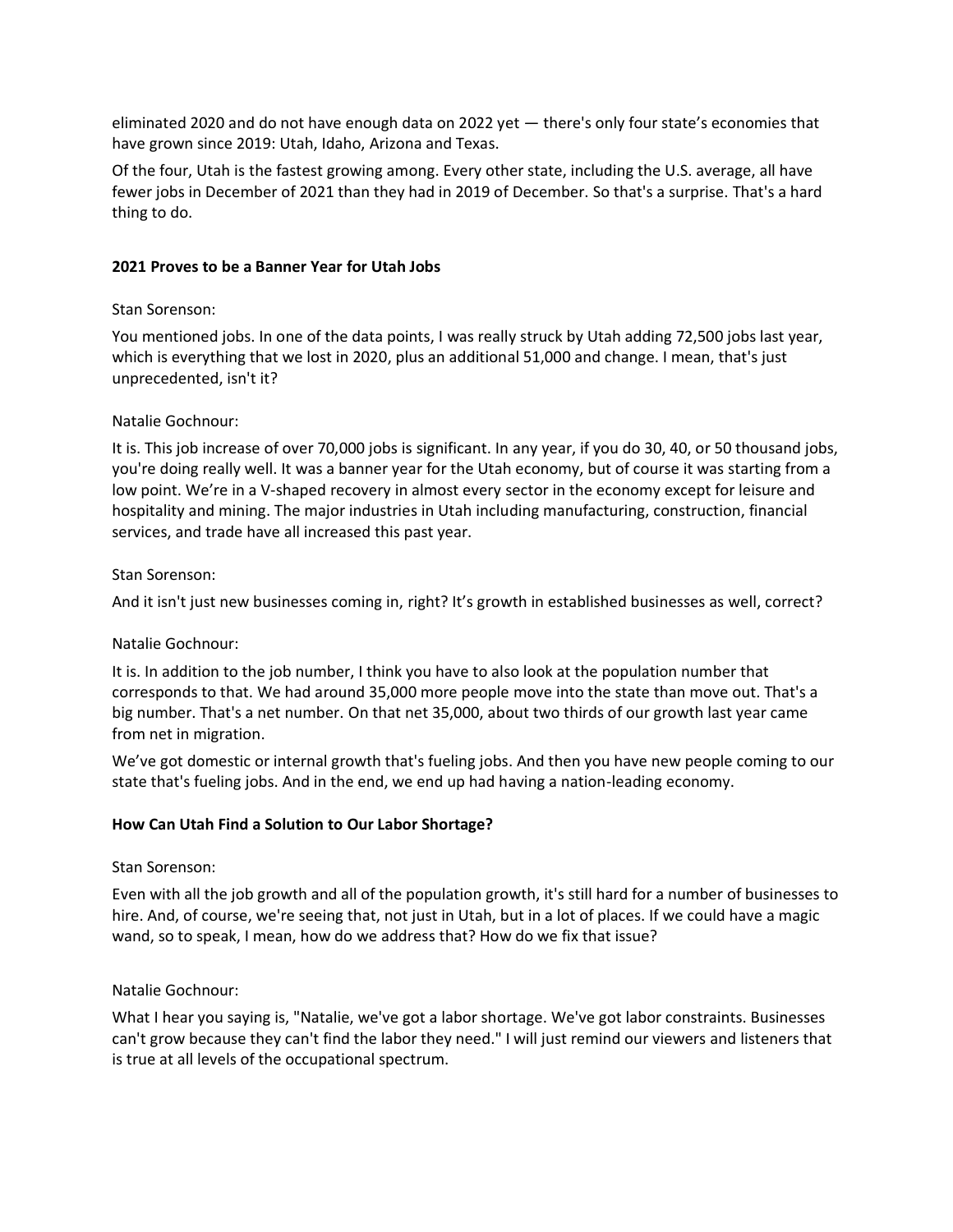eliminated 2020 and do not have enough data on 2022 yet — there's only four state's economies that have grown since 2019: Utah, Idaho, Arizona and Texas.

Of the four, Utah is the fastest growing among. Every other state, including the U.S. average, all have fewer jobs in December of 2021 than they had in 2019 of December. So that's a surprise. That's a hard thing to do.

### 2021 Proves to be a Banner Year for Utah Jobs

Stan Sorenson:

You mentioned jobs. In one of the data points, I was really struck by Utah adding 72,500 jobs last year, which is everything that we lost in 2020, plus an additional 51,000 and change. I mean, that's just unprecedented, isn't it?

Natalie Gochnour:

It is. This job increase of over 70,000 jobs is significant. In any year, if you do 30, 40, or 50 thousand jobs, you're doing really well. It was a banner year for the Utah economy, but of course it was starting from a low point. We're in a V-shaped recovery in almost every sector in the economy except for leisure and hospitality and mining. The major industries in Utah including manufacturing, construction, financial services, and trade have all increased this past year.

Stan Sorenson:

And it isn't just new businesses coming in, right? It's growth in established businesses as well, correct?

Natalie Gochnour:

It is. In addition to the job number, I think you have to also look at the population number that corresponds to that. We had around 35,000 more people move into the state than move out. That's a big number. That's a net number. On that net 35,000, about two thirds of our growth last year came from net in migration.

We've got domestic or internal growth that's fueling jobs. And then you have new people coming to our state that's fueling jobs. And in the end, we end up had having a nation-leading economy.

### How Can Utah Find a Solution to Our Labor Shortage?

Stan Sorenson:

Even with all the job growth and all of the population growth, it's still hard for a number of businesses to hire. And, of course, we're seeing that, not just in Utah, but in a lot of places. If we could have a magic wand, so to speak, I mean, how do we address that? How do we fix that issue?

Natalie Gochnour:

What I hear you saying is, "Natalie, we've got a labor shortage. We've got labor constraints. Businesses can't grow because they can't find the labor they need." I will just remind our viewers and listeners that is true at all levels of the occupational spectrum.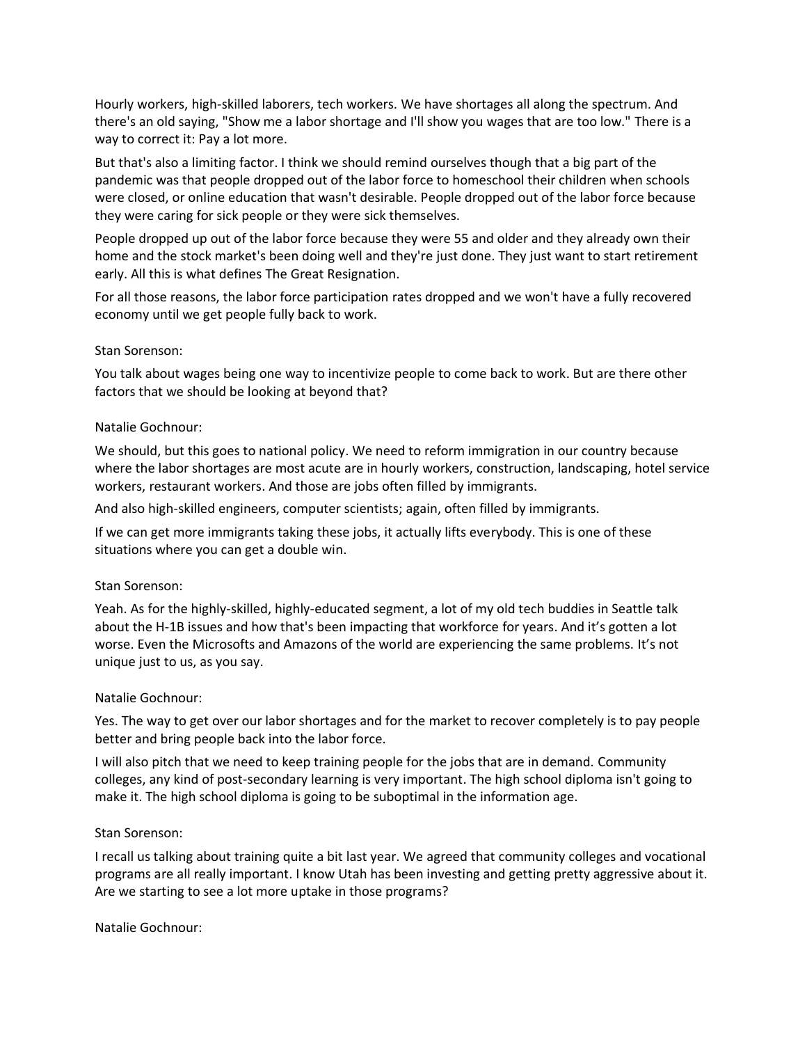Hourly workers, high-skilled laborers, tech workers. We have shortages all along the spectrum. And there's an old saying, "Show me a labor shortage and I'll show you wages that are too low." There is a way to correct it: Pay a lot more.

But that's also a limiting factor. I think we should remind ourselves though that a big part of the pandemic was that people dropped out of the labor force to homeschool their children when schools were closed, or online education that wasn't desirable. People dropped out of the labor force because they were caring for sick people or they were sick themselves.

People dropped up out of the labor force because they were 55 and older and they already own their home and the stock market's been doing well and they're just done. They just want to start retirement early. All this is what defines The Great Resignation.

For all those reasons, the labor force participation rates dropped and we won't have a fully recovered economy until we get people fully back to work.

Stan Sorenson:

You talk about wages being one way to incentivize people to come back to work. But are there other factors that we should be looking at beyond that?

Natalie Gochnour:

We should, but this goes to national policy. We need to reform immigration in our country because where the labor shortages are most acute are in hourly workers, construction, landscaping, hotel service workers, restaurant workers. And those are jobs often filled by immigrants.

And also high-skilled engineers, computer scientists; again, often filled by immigrants.

If we can get more immigrants taking these jobs, it actually lifts everybody. This is one of these situations where you can get a double win.

Stan Sorenson:

Yeah. As for the highly-skilled, highly-educated segment, a lot of my old tech buddies in Seattle talk about the H-1B issues and how that's been impacting that workforce for years. And it's gotten a lot worse. Even the Microsofts and Amazons of the world are experiencing the same problems. It's not unique just to us, as you say.

Natalie Gochnour:

Yes. The way to get over our labor shortages and for the market to recover completely is to pay people better and bring people back into the labor force.

I will also pitch that we need to keep training people for the jobs that are in demand. Community colleges, any kind of post-secondary learning is very important. The high school diploma isn't going to make it. The high school diploma is going to be suboptimal in the information age.

Stan Sorenson:

I recall us talking about training quite a bit last year. We agreed that community colleges and vocational programs are all really important. I know Utah has been investing and getting pretty aggressive about it. Are we starting to see a lot more uptake in those programs?

Natalie Gochnour: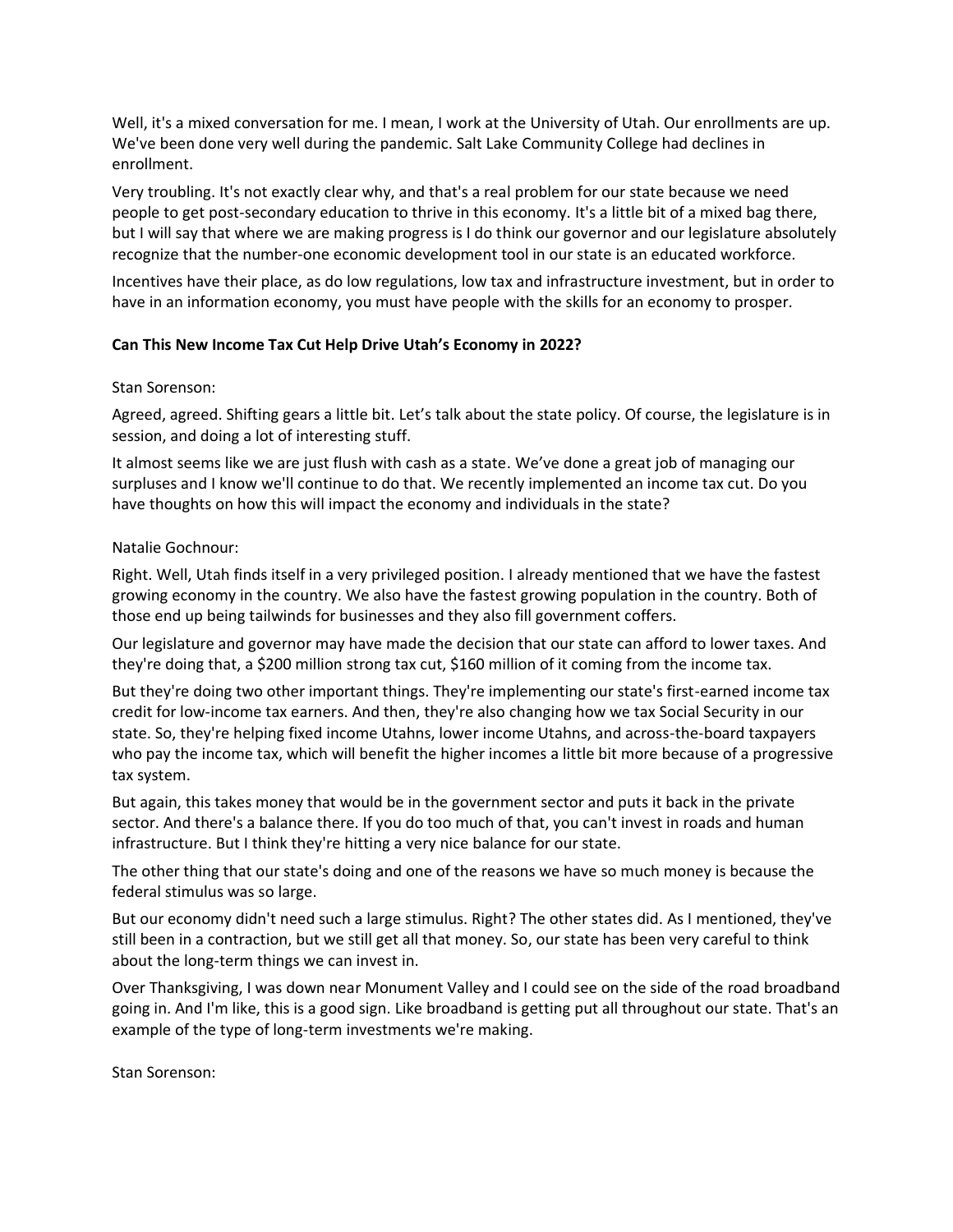Well, it's a mixed conversation for me. I mean, I work at the University of Utah. Our enrollments are up. We've been done very well during the pandemic. Salt Lake Community College had declines in enrollment.

Very troubling. It's not exactly clear why, and that's a real problem for our state because we need people to get post-secondary education to thrive in this economy. It's a little bit of a mixed bag there, but I will say that where we are making progress is I do think our governor and our legislature absolutely recognize that the number-one economic development tool in our state is an educated workforce.

Incentives have their place, as do low regulations, low tax and infrastructure investment, but in order to have in an information economy, you must have people with the skills for an economy to prosper.

**Can This New Income Tax Cut Help Drive Utah's Economy in 2022?**

Stan Sorenson:

Agreed, agreed. Shifting gears a little bit. Let's talk about the state policy. Of course, the legislature is in session, and doing a lot of interesting stuff.

It almost seems like we are just flush with cash as a state. We've done a great job of managing our surpluses and I know we'll continue to do that. We recently implemented an income tax cut. Do you have thoughts on how this will impact the economy and individuals in the state?

Natalie Gochnour:

Right. Well, Utah finds itself in a very privileged position. I already mentioned that we have the fastest growing economy in the country. We also have the fastest growing population in the country. Both of those end up being tailwinds for businesses and they also fill government coffers.

Our legislature and governor may have made the decision that our state can afford to lower taxes. And they're doing that, a $200 million strong tax cut, $160 million of it coming from the income tax.

But they're doing two other important things. They're implementing our state's first-earned income tax credit for low-income tax earners. And then, they're also changing how we tax Social Security in our state. So, they're helping fixed income Utahns, lower income Utahns, and across-the-board taxpayers who pay the income tax, which will benefit the higher incomes a little bit more because of a progressive tax system.

But again, this takes money that would be in the government sector and puts it back in the private sector. And there's a balance there. If you do too much of that, you can't invest in roads and human infrastructure. But I think they're hitting a very nice balance for our state.

The other thing that our state's doing and one of the reasons we have so much money is because the federal stimulus was so large.

But our economy didn't need such a large stimulus. Right? The other states did. As I mentioned, they've still been in a contraction, but we still get all that money. So, our state has been very careful to think about the long-term things we can invest in.

Over Thanksgiving, I was down near Monument Valley and I could see on the side of the road broadband going in. And I'm like, this is a good sign. Like broadband is getting put all throughout our state. That's an example of the type of long-term investments we're making.

Stan Sorenson: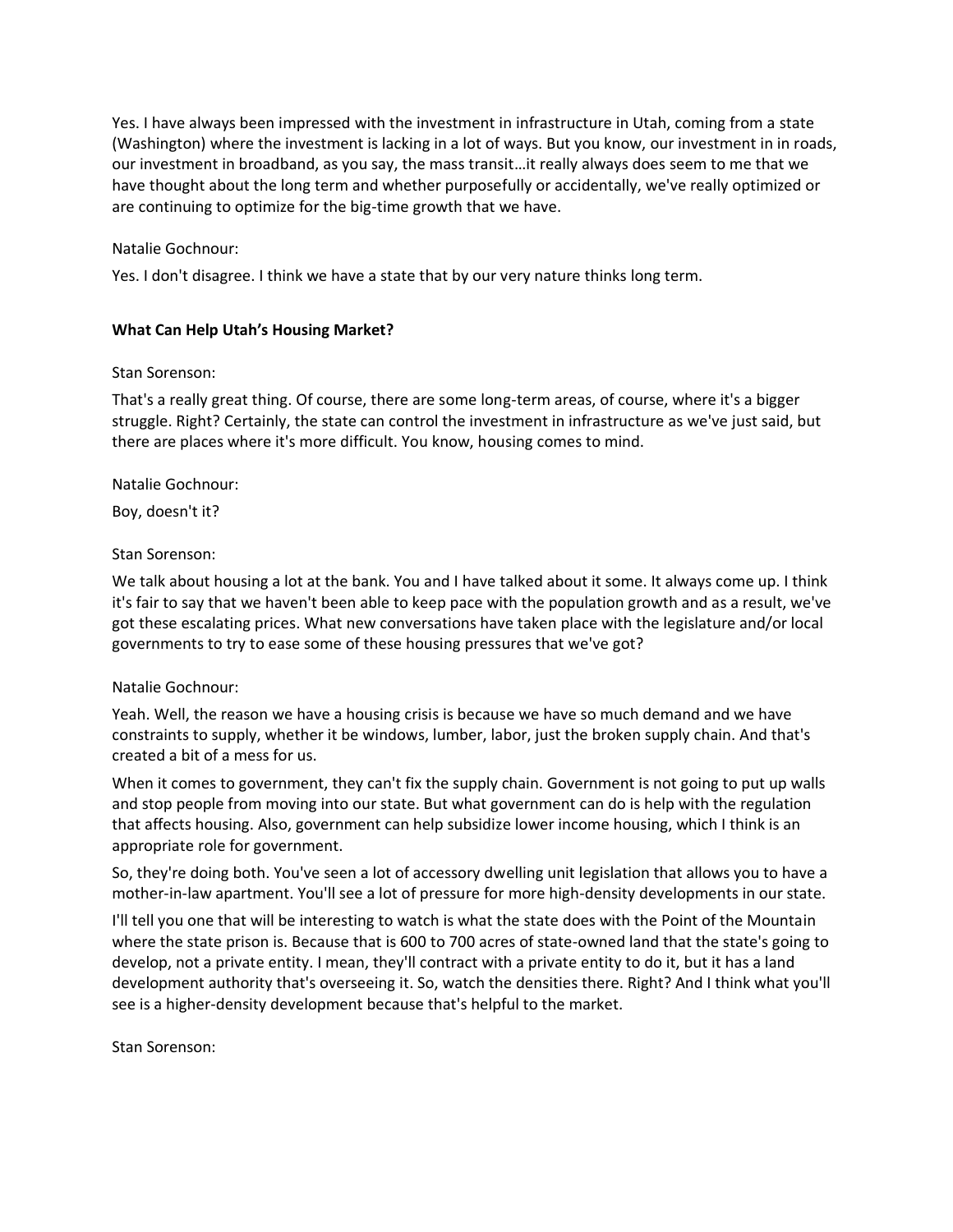Yes. I have always been impressed with the investment in infrastructure in Utah, coming from a state (Washington) where the investment is lacking in a lot of ways. But you know, our investment in in roads, our investment in broadband, as you say, the mass transit…it really always does seem to me that we have thought about the long term and whether purposefully or accidentally, we've really optimized or are continuing to optimize for the big-time growth that we have.

Natalie Gochnour:

Yes. I don't disagree. I think we have a state that by our very nature thinks long term.

**What Can Help Utah's Housing Market?**

Stan Sorenson:

That's a really great thing. Of course, there are some long-term areas, of course, where it's a bigger struggle. Right? Certainly, the state can control the investment in infrastructure as we've just said, but there are places where it's more difficult. You know, housing comes to mind.

Natalie Gochnour:

Boy, doesn't it?

Stan Sorenson:

We talk about housing a lot at the bank. You and I have talked about it some. It always come up. I think it's fair to say that we haven't been able to keep pace with the population growth and as a result, we've got these escalating prices. What new conversations have taken place with the legislature and/or local governments to try to ease some of these housing pressures that we've got?

Natalie Gochnour:

Yeah. Well, the reason we have a housing crisis is because we have so much demand and we have constraints to supply, whether it be windows, lumber, labor, just the broken supply chain. And that's created a bit of a mess for us.

When it comes to government, they can't fix the supply chain. Government is not going to put up walls and stop people from moving into our state. But what government can do is help with the regulation that affects housing. Also, government can help subsidize lower income housing, which I think is an appropriate role for government.

So, they're doing both. You've seen a lot of accessory dwelling unit legislation that allows you to have a mother-in-law apartment. You'll see a lot of pressure for more high-density developments in our state.

I'll tell you one that will be interesting to watch is what the state does with the Point of the Mountain where the state prison is. Because that is 600 to 700 acres of state-owned land that the state's going to develop, not a private entity. I mean, they'll contract with a private entity to do it, but it has a land development authority that's overseeing it. So, watch the densities there. Right? And I think what you'll see is a higher-density development because that's helpful to the market.

Stan Sorenson: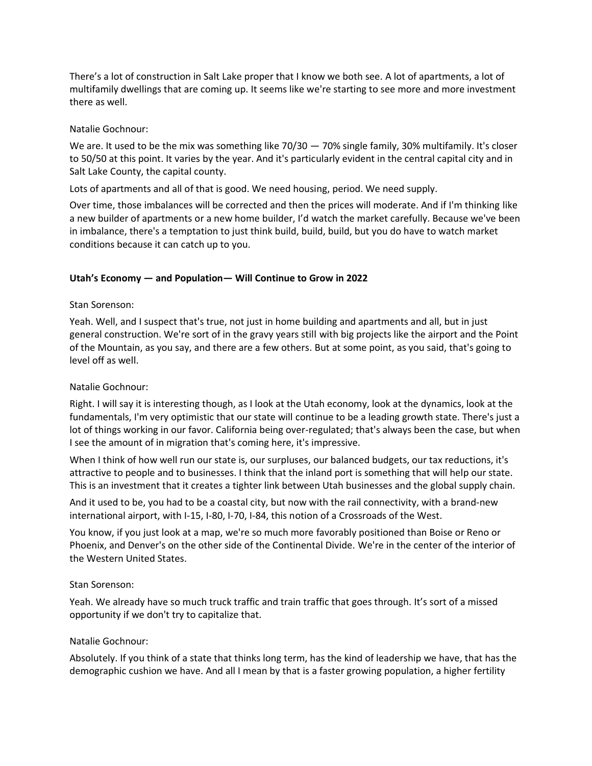There's a lot of construction in Salt Lake proper that I know we both see. A lot of apartments, a lot of multifamily dwellings that are coming up. It seems like we're starting to see more and more investment there as well.

Natalie Gochnour:

We are. It used to be the mix was something like 70/30 — 70% single family, 30% multifamily. It's closer to 50/50 at this point. It varies by the year. And it's particularly evident in the central capital city and in Salt Lake County, the capital county.

Lots of apartments and all of that is good. We need housing, period. We need supply.

Over time, those imbalances will be corrected and then the prices will moderate. And if I'm thinking like a new builder of apartments or a new home builder, I'd watch the market carefully. Because we've been in imbalance, there's a temptation to just think build, build, build, but you do have to watch market conditions because it can catch up to you.

## Utah's Economy — and Population— Will Continue to Grow in 2022

Stan Sorenson:

Yeah. Well, and I suspect that's true, not just in home building and apartments and all, but in just general construction. We're sort of in the gravy years still with big projects like the airport and the Point of the Mountain, as you say, and there are a few others. But at some point, as you said, that's going to level off as well.

Natalie Gochnour:

Right. I will say it is interesting though, as I look at the Utah economy, look at the dynamics, look at the fundamentals, I'm very optimistic that our state will continue to be a leading growth state. There's just a lot of things working in our favor. California being over-regulated; that's always been the case, but when I see the amount of in migration that's coming here, it's impressive.

When I think of how well run our state is, our surpluses, our balanced budgets, our tax reductions, it's attractive to people and to businesses. I think that the inland port is something that will help our state. This is an investment that it creates a tighter link between Utah businesses and the global supply chain.

And it used to be, you had to be a coastal city, but now with the rail connectivity, with a brand-new international airport, with I-15, I-80, I-70, I-84, this notion of a Crossroads of the West.

You know, if you just look at a map, we're so much more favorably positioned than Boise or Reno or Phoenix, and Denver's on the other side of the Continental Divide. We're in the center of the interior of the Western United States.

Stan Sorenson:

Yeah. We already have so much truck traffic and train traffic that goes through. It's sort of a missed opportunity if we don't try to capitalize that.

Natalie Gochnour:

Absolutely. If you think of a state that thinks long term, has the kind of leadership we have, that has the demographic cushion we have. And all I mean by that is a faster growing population, a higher fertility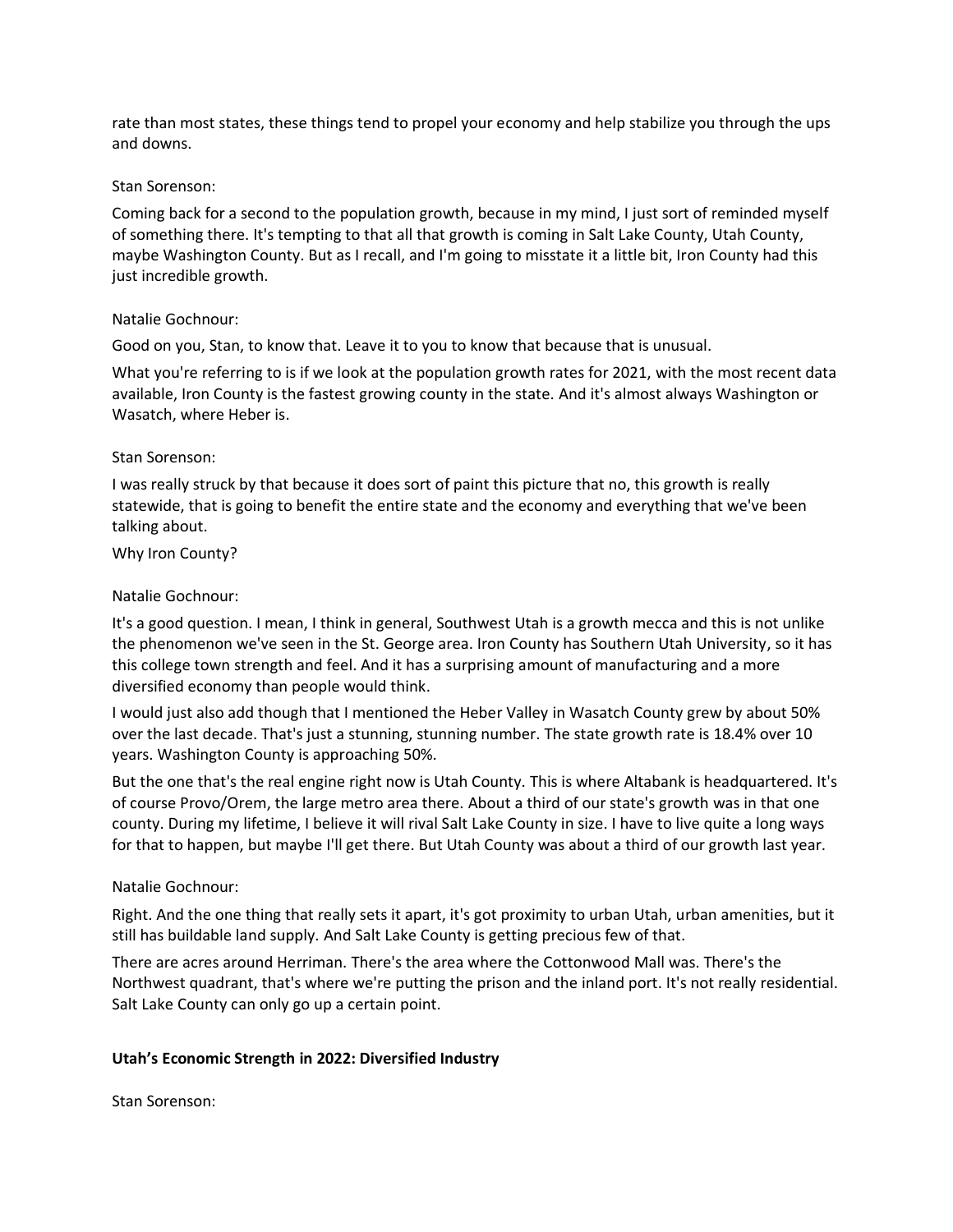rate than most states, these things tend to propel your economy and help stabilize you through the ups and downs.

Stan Sorenson:

Coming back for a second to the population growth, because in my mind, I just sort of reminded myself of something there. It's tempting to that all that growth is coming in Salt Lake County, Utah County, maybe Washington County. But as I recall, and I'm going to misstate it a little bit, Iron County had this just incredible growth.

Natalie Gochnour:

Good on you, Stan, to know that. Leave it to you to know that because that is unusual.

What you're referring to is if we look at the population growth rates for 2021, with the most recent data available, Iron County is the fastest growing county in the state. And it's almost always Washington or Wasatch, where Heber is.

Stan Sorenson:

I was really struck by that because it does sort of paint this picture that no, this growth is really statewide, that is going to benefit the entire state and the economy and everything that we've been talking about.

Why Iron County?

Natalie Gochnour:

It's a good question. I mean, I think in general, Southwest Utah is a growth mecca and this is not unlike the phenomenon we've seen in the St. George area. Iron County has Southern Utah University, so it has this college town strength and feel. And it has a surprising amount of manufacturing and a more diversified economy than people would think.

I would just also add though that I mentioned the Heber Valley in Wasatch County grew by about 50% over the last decade. That's just a stunning, stunning number. The state growth rate is 18.4% over 10 years. Washington County is approaching 50%.

But the one that's the real engine right now is Utah County. This is where Altabank is headquartered. It's of course Provo/Orem, the large metro area there. About a third of our state's growth was in that one county. During my lifetime, I believe it will rival Salt Lake County in size. I have to live quite a long ways for that to happen, but maybe I'll get there. But Utah County was about a third of our growth last year.

Natalie Gochnour:

Right. And the one thing that really sets it apart, it's got proximity to urban Utah, urban amenities, but it still has buildable land supply. And Salt Lake County is getting precious few of that.

There are acres around Herriman. There's the area where the Cottonwood Mall was. There's the Northwest quadrant, that's where we're putting the prison and the inland port. It's not really residential. Salt Lake County can only go up a certain point.

**Utah's Economic Strength in 2022: Diversified Industry**

Stan Sorenson: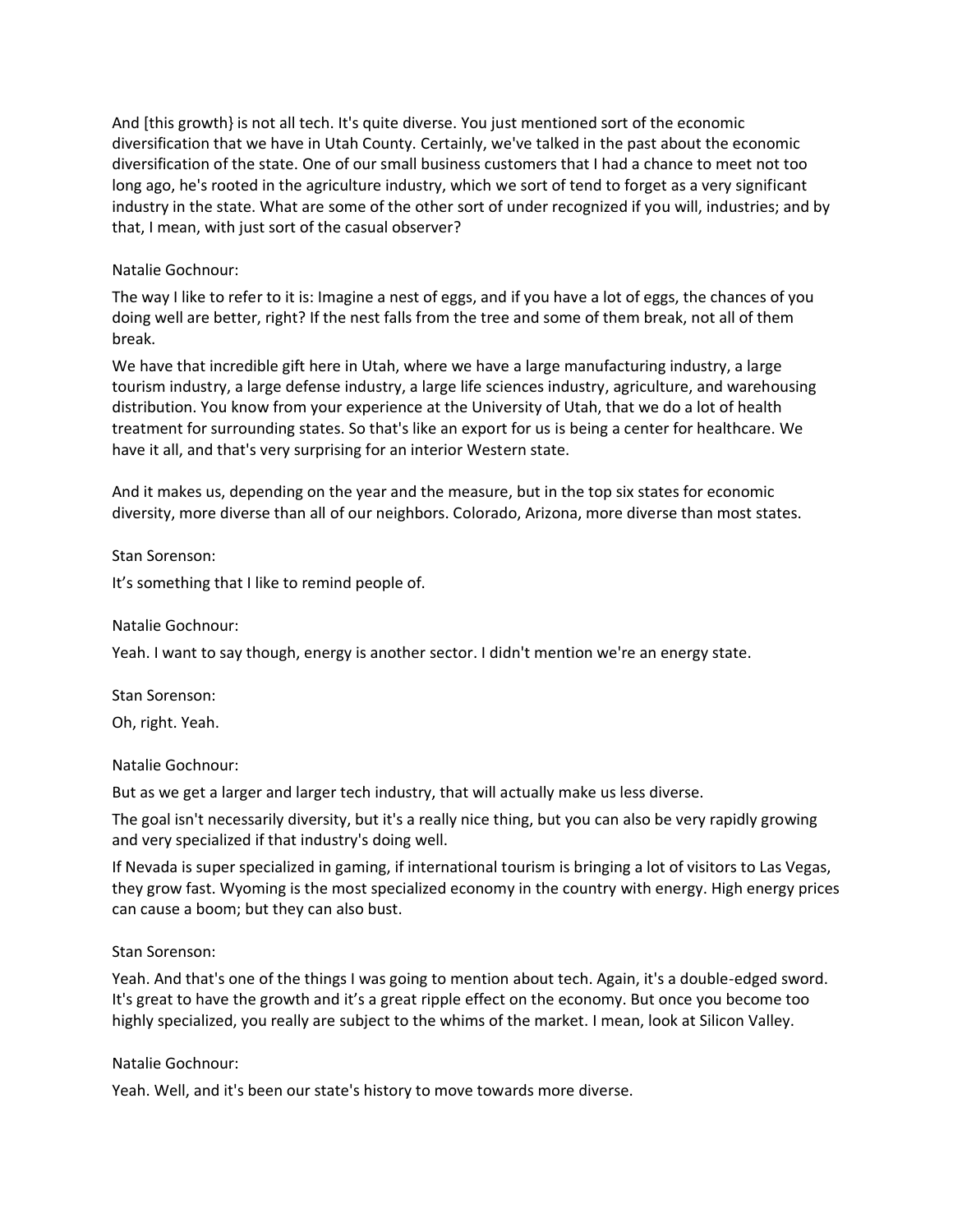And [this growth} is not all tech. It's quite diverse. You just mentioned sort of the economic diversification that we have in Utah County. Certainly, we've talked in the past about the economic diversification of the state. One of our small business customers that I had a chance to meet not too long ago, he's rooted in the agriculture industry, which we sort of tend to forget as a very significant industry in the state. What are some of the other sort of under recognized if you will, industries; and by that, I mean, with just sort of the casual observer?

Natalie Gochnour:

The way I like to refer to it is: Imagine a nest of eggs, and if you have a lot of eggs, the chances of you doing well are better, right? If the nest falls from the tree and some of them break, not all of them break.

We have that incredible gift here in Utah, where we have a large manufacturing industry, a large tourism industry, a large defense industry, a large life sciences industry, agriculture, and warehousing distribution. You know from your experience at the University of Utah, that we do a lot of health treatment for surrounding states. So that's like an export for us is being a center for healthcare. We have it all, and that's very surprising for an interior Western state.

And it makes us, depending on the year and the measure, but in the top six states for economic diversity, more diverse than all of our neighbors. Colorado, Arizona, more diverse than most states.

Stan Sorenson:

It's something that I like to remind people of.

Natalie Gochnour:

Yeah. I want to say though, energy is another sector. I didn't mention we're an energy state.

Stan Sorenson:

Oh, right. Yeah.

Natalie Gochnour:

But as we get a larger and larger tech industry, that will actually make us less diverse.

The goal isn't necessarily diversity, but it's a really nice thing, but you can also be very rapidly growing and very specialized if that industry's doing well.

If Nevada is super specialized in gaming, if international tourism is bringing a lot of visitors to Las Vegas, they grow fast. Wyoming is the most specialized economy in the country with energy. High energy prices can cause a boom; but they can also bust.

Stan Sorenson:

Yeah. And that's one of the things I was going to mention about tech. Again, it's a double-edged sword. It's great to have the growth and it's a great ripple effect on the economy. But once you become too highly specialized, you really are subject to the whims of the market. I mean, look at Silicon Valley.

Natalie Gochnour:

Yeah. Well, and it's been our state's history to move towards more diverse.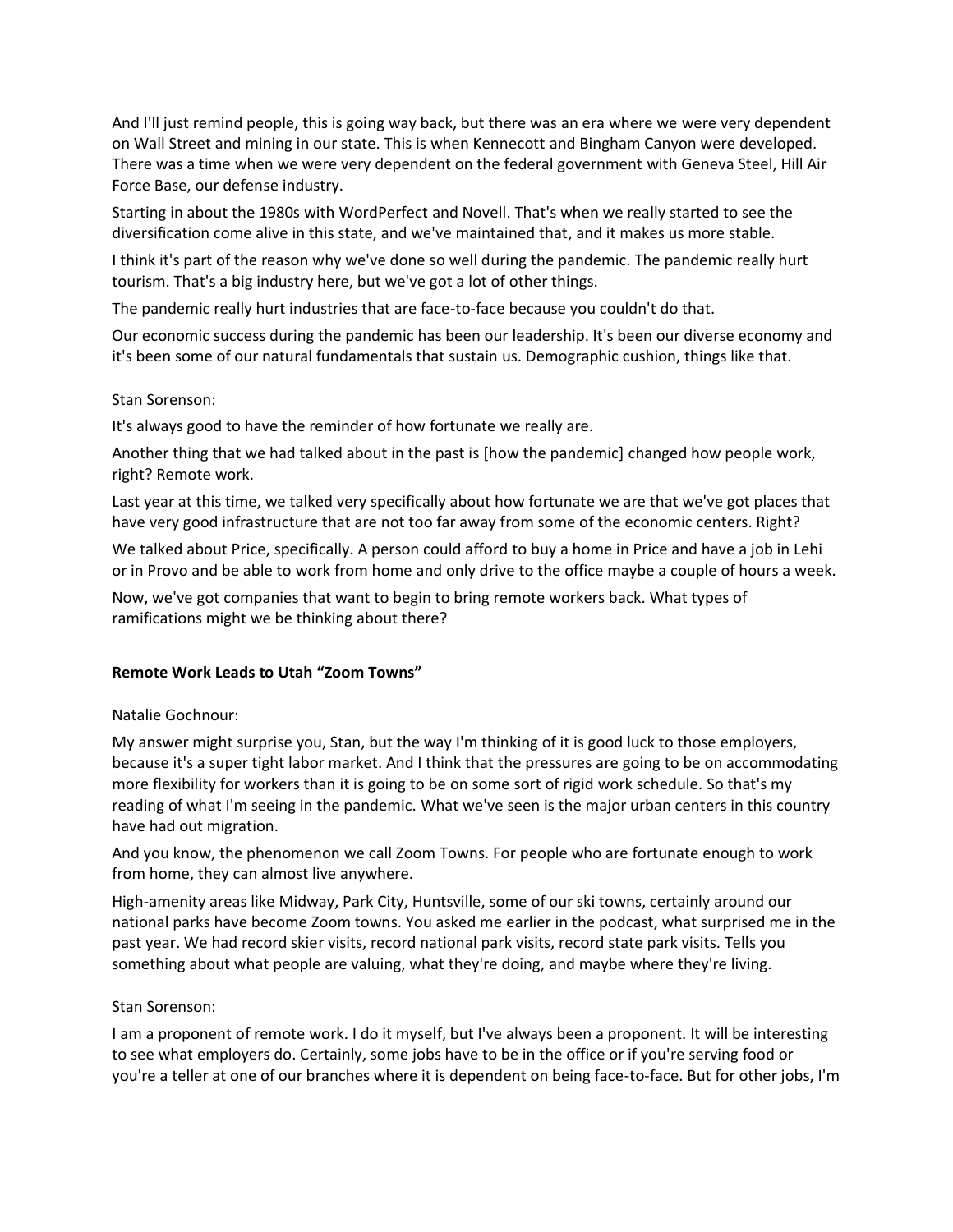And I'll just remind people, this is going way back, but there was an era where we were very dependent on Wall Street and mining in our state. This is when Kennecott and Bingham Canyon were developed. There was a time when we were very dependent on the federal government with Geneva Steel, Hill Air Force Base, our defense industry.

Starting in about the 1980s with WordPerfect and Novell. That's when we really started to see the diversification come alive in this state, and we've maintained that, and it makes us more stable.

I think it's part of the reason why we've done so well during the pandemic. The pandemic really hurt tourism. That's a big industry here, but we've got a lot of other things.

The pandemic really hurt industries that are face-to-face because you couldn't do that.

Our economic success during the pandemic has been our leadership. It's been our diverse economy and it's been some of our natural fundamentals that sustain us. Demographic cushion, things like that.

Stan Sorenson:

It's always good to have the reminder of how fortunate we really are.

Another thing that we had talked about in the past is [how the pandemic] changed how people work, right? Remote work.

Last year at this time, we talked very specifically about how fortunate we are that we've got places that have very good infrastructure that are not too far away from some of the economic centers. Right?

We talked about Price, specifically. A person could afford to buy a home in Price and have a job in Lehi or in Provo and be able to work from home and only drive to the office maybe a couple of hours a week.

Now, we've got companies that want to begin to bring remote workers back. What types of ramifications might we be thinking about there?

**Remote Work Leads to Utah "Zoom Towns"**

Natalie Gochnour:

My answer might surprise you, Stan, but the way I'm thinking of it is good luck to those employers, because it's a super tight labor market. And I think that the pressures are going to be on accommodating more flexibility for workers than it is going to be on some sort of rigid work schedule. So that's my reading of what I'm seeing in the pandemic. What we've seen is the major urban centers in this country have had out migration.

And you know, the phenomenon we call Zoom Towns. For people who are fortunate enough to work from home, they can almost live anywhere.

High-amenity areas like Midway, Park City, Huntsville, some of our ski towns, certainly around our national parks have become Zoom towns. You asked me earlier in the podcast, what surprised me in the past year. We had record skier visits, record national park visits, record state park visits. Tells you something about what people are valuing, what they're doing, and maybe where they're living.

Stan Sorenson:

I am a proponent of remote work. I do it myself, but I've always been a proponent. It will be interesting to see what employers do. Certainly, some jobs have to be in the office or if you're serving food or you're a teller at one of our branches where it is dependent on being face-to-face. But for other jobs, I'm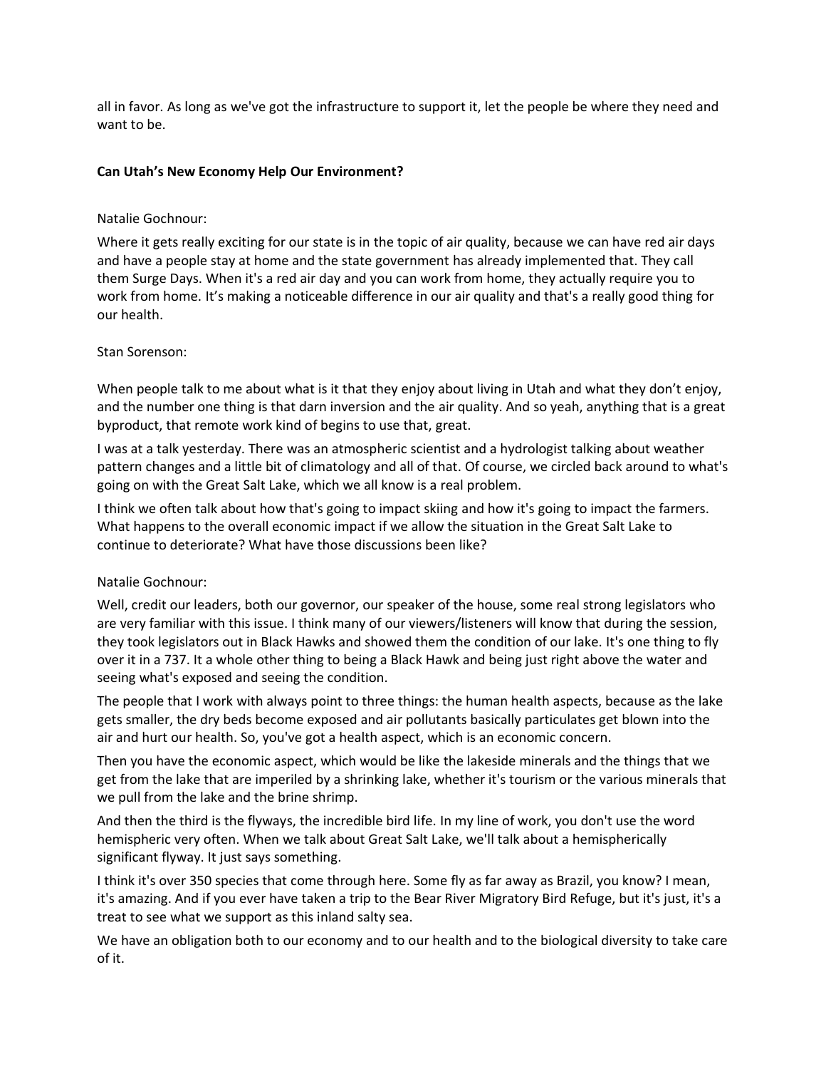all in favor. As long as we've got the infrastructure to support it, let the people be where they need and want to be.

**Can Utah's New Economy Help Our Environment?**

Natalie Gochnour:

Where it gets really exciting for our state is in the topic of air quality, because we can have red air days and have a people stay at home and the state government has already implemented that. They call them Surge Days. When it's a red air day and you can work from home, they actually require you to work from home. It's making a noticeable difference in our air quality and that's a really good thing for our health.

Stan Sorenson:

When people talk to me about what is it that they enjoy about living in Utah and what they don't enjoy, and the number one thing is that darn inversion and the air quality. And so yeah, anything that is a great byproduct, that remote work kind of begins to use that, great.

I was at a talk yesterday. There was an atmospheric scientist and a hydrologist talking about weather pattern changes and a little bit of climatology and all of that. Of course, we circled back around to what's going on with the Great Salt Lake, which we all know is a real problem.

I think we often talk about how that's going to impact skiing and how it's going to impact the farmers. What happens to the overall economic impact if we allow the situation in the Great Salt Lake to continue to deteriorate? What have those discussions been like?

Natalie Gochnour:

Well, credit our leaders, both our governor, our speaker of the house, some real strong legislators who are very familiar with this issue. I think many of our viewers/listeners will know that during the session, they took legislators out in Black Hawks and showed them the condition of our lake. It's one thing to fly over it in a 737. It a whole other thing to being a Black Hawk and being just right above the water and seeing what's exposed and seeing the condition.

The people that I work with always point to three things: the human health aspects, because as the lake gets smaller, the dry beds become exposed and air pollutants basically particulates get blown into the air and hurt our health. So, you've got a health aspect, which is an economic concern.

Then you have the economic aspect, which would be like the lakeside minerals and the things that we get from the lake that are imperiled by a shrinking lake, whether it's tourism or the various minerals that we pull from the lake and the brine shrimp.

And then the third is the flyways, the incredible bird life. In my line of work, you don't use the word hemispheric very often. When we talk about Great Salt Lake, we'll talk about a hemispherically significant flyway. It just says something.

I think it's over 350 species that come through here. Some fly as far away as Brazil, you know? I mean, it's amazing. And if you ever have taken a trip to the Bear River Migratory Bird Refuge, but it's just, it's a treat to see what we support as this inland salty sea.

We have an obligation both to our economy and to our health and to the biological diversity to take care of it.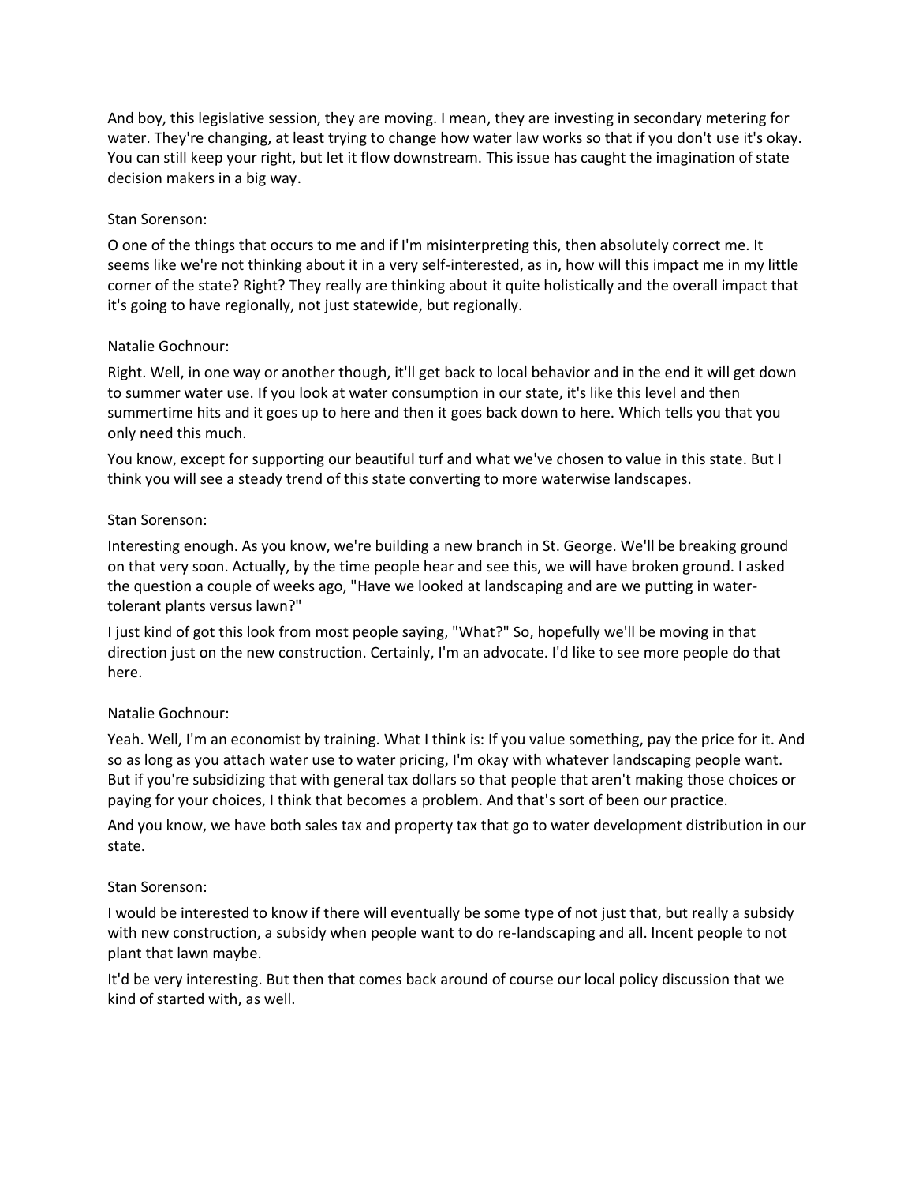And boy, this legislative session, they are moving. I mean, they are investing in secondary metering for water. They're changing, at least trying to change how water law works so that if you don't use it's okay. You can still keep your right, but let it flow downstream. This issue has caught the imagination of state decision makers in a big way.

Stan Sorenson:

O one of the things that occurs to me and if I'm misinterpreting this, then absolutely correct me. It seems like we're not thinking about it in a very self-interested, as in, how will this impact me in my little corner of the state? Right? They really are thinking about it quite holistically and the overall impact that it's going to have regionally, not just statewide, but regionally.

Natalie Gochnour:

Right. Well, in one way or another though, it'll get back to local behavior and in the end it will get down to summer water use. If you look at water consumption in our state, it's like this level and then summertime hits and it goes up to here and then it goes back down to here. Which tells you that you only need this much.

You know, except for supporting our beautiful turf and what we've chosen to value in this state. But I think you will see a steady trend of this state converting to more waterwise landscapes.

Stan Sorenson:

Interesting enough. As you know, we're building a new branch in St. George. We'll be breaking ground on that very soon. Actually, by the time people hear and see this, we will have broken ground. I asked the question a couple of weeks ago, "Have we looked at landscaping and are we putting in water-tolerant plants versus lawn?"

I just kind of got this look from most people saying, "What?" So, hopefully we'll be moving in that direction just on the new construction. Certainly, I'm an advocate. I'd like to see more people do that here.

Natalie Gochnour:

Yeah. Well, I'm an economist by training. What I think is: If you value something, pay the price for it. And so as long as you attach water use to water pricing, I'm okay with whatever landscaping people want. But if you're subsidizing that with general tax dollars so that people that aren't making those choices or paying for your choices, I think that becomes a problem. And that's sort of been our practice.

And you know, we have both sales tax and property tax that go to water development distribution in our state.

Stan Sorenson:

I would be interested to know if there will eventually be some type of not just that, but really a subsidy with new construction, a subsidy when people want to do re-landscaping and all. Incent people to not plant that lawn maybe.

It'd be very interesting. But then that comes back around of course our local policy discussion that we kind of started with, as well.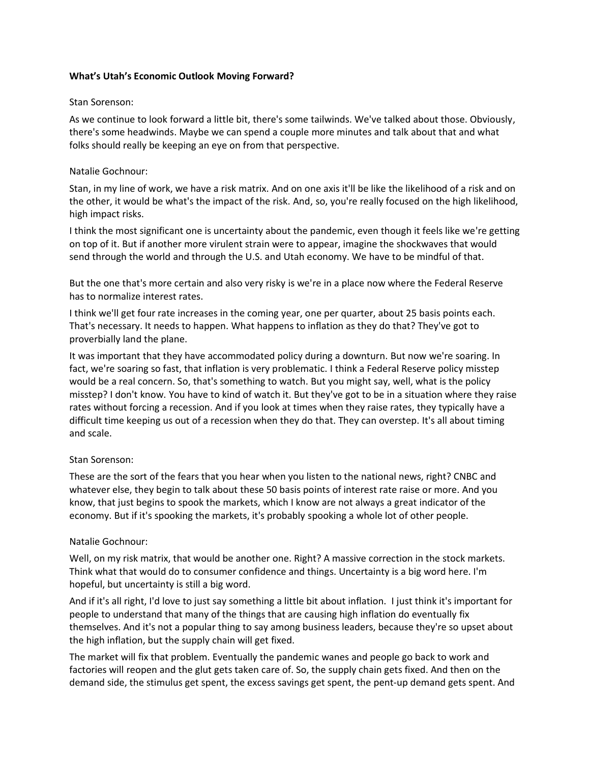**What's Utah's Economic Outlook Moving Forward?**

Stan Sorenson:

As we continue to look forward a little bit, there's some tailwinds. We've talked about those. Obviously, there's some headwinds. Maybe we can spend a couple more minutes and talk about that and what folks should really be keeping an eye on from that perspective.

Natalie Gochnour:

Stan, in my line of work, we have a risk matrix. And on one axis it'll be like the likelihood of a risk and on the other, it would be what's the impact of the risk. And, so, you're really focused on the high likelihood, high impact risks.

I think the most significant one is uncertainty about the pandemic, even though it feels like we're getting on top of it. But if another more virulent strain were to appear, imagine the shockwaves that would send through the world and through the U.S. and Utah economy. We have to be mindful of that.

But the one that's more certain and also very risky is we're in a place now where the Federal Reserve has to normalize interest rates.

I think we'll get four rate increases in the coming year, one per quarter, about 25 basis points each. That's necessary. It needs to happen. What happens to inflation as they do that? They've got to proverbially land the plane.

It was important that they have accommodated policy during a downturn. But now we're soaring. In fact, we're soaring so fast, that inflation is very problematic. I think a Federal Reserve policy misstep would be a real concern. So, that's something to watch. But you might say, well, what is the policy misstep? I don't know. You have to kind of watch it. But they've got to be in a situation where they raise rates without forcing a recession. And if you look at times when they raise rates, they typically have a difficult time keeping us out of a recession when they do that. They can overstep. It's all about timing and scale.

Stan Sorenson:

These are the sort of the fears that you hear when you listen to the national news, right? CNBC and whatever else, they begin to talk about these 50 basis points of interest rate raise or more. And you know, that just begins to spook the markets, which I know are not always a great indicator of the economy. But if it's spooking the markets, it's probably spooking a whole lot of other people.

Natalie Gochnour:

Well, on my risk matrix, that would be another one. Right? A massive correction in the stock markets. Think what that would do to consumer confidence and things. Uncertainty is a big word here. I'm hopeful, but uncertainty is still a big word.

And if it's all right, I'd love to just say something a little bit about inflation. I just think it's important for people to understand that many of the things that are causing high inflation do eventually fix themselves. And it's not a popular thing to say among business leaders, because they're so upset about the high inflation, but the supply chain will get fixed.

The market will fix that problem. Eventually the pandemic wanes and people go back to work and factories will reopen and the glut gets taken care of. So, the supply chain gets fixed. And then on the demand side, the stimulus get spent, the excess savings get spent, the pent-up demand gets spent. And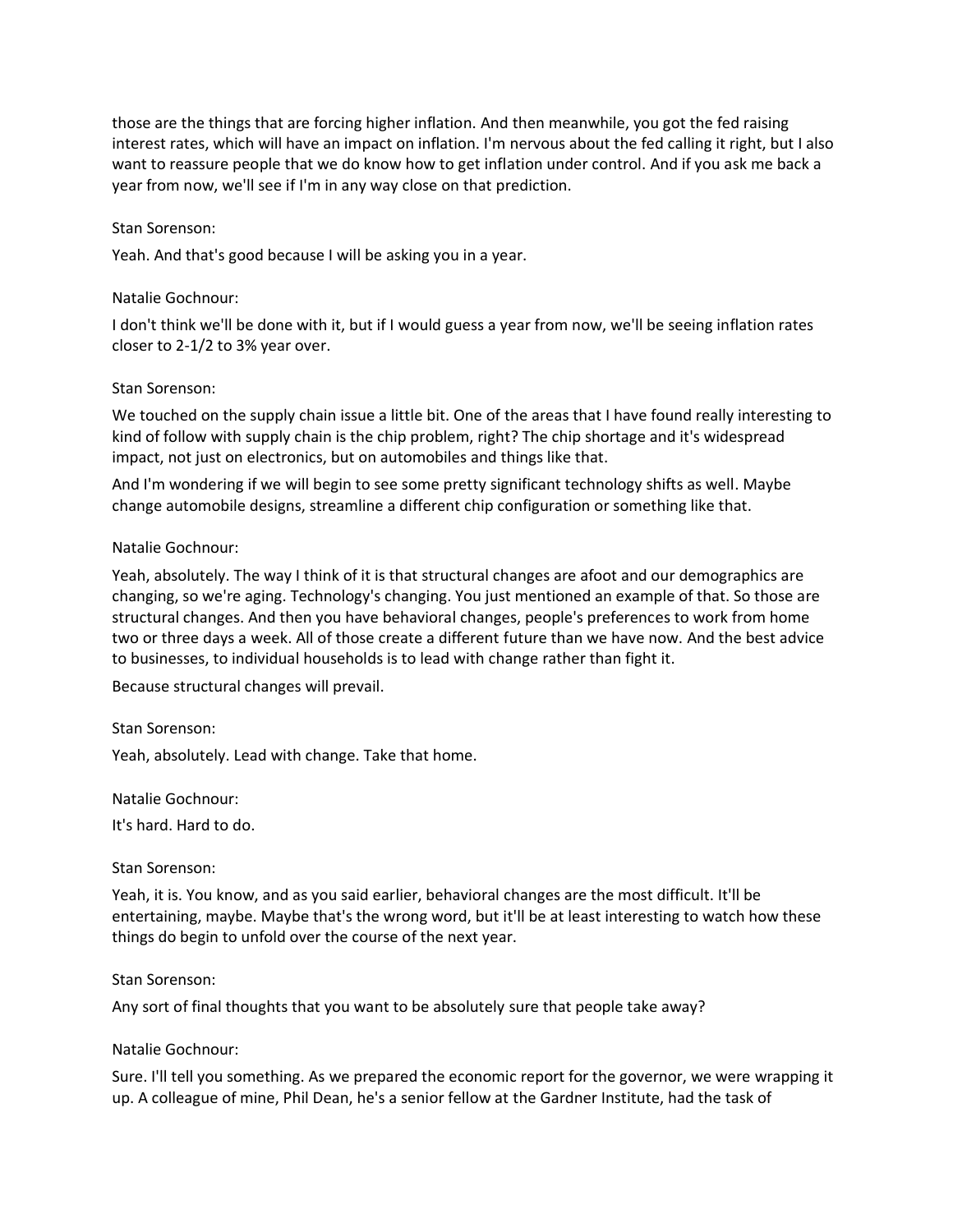those are the things that are forcing higher inflation. And then meanwhile, you got the fed raising interest rates, which will have an impact on inflation. I'm nervous about the fed calling it right, but I also want to reassure people that we do know how to get inflation under control. And if you ask me back a year from now, we'll see if I'm in any way close on that prediction.

Stan Sorenson:

Yeah. And that's good because I will be asking you in a year.

Natalie Gochnour:

I don't think we'll be done with it, but if I would guess a year from now, we'll be seeing inflation rates closer to 2-1/2 to 3% year over.

Stan Sorenson:

We touched on the supply chain issue a little bit. One of the areas that I have found really interesting to kind of follow with supply chain is the chip problem, right? The chip shortage and it's widespread impact, not just on electronics, but on automobiles and things like that.

And I'm wondering if we will begin to see some pretty significant technology shifts as well. Maybe change automobile designs, streamline a different chip configuration or something like that.

Natalie Gochnour:

Yeah, absolutely. The way I think of it is that structural changes are afoot and our demographics are changing, so we're aging. Technology's changing. You just mentioned an example of that. So those are structural changes. And then you have behavioral changes, people's preferences to work from home two or three days a week. All of those create a different future than we have now. And the best advice to businesses, to individual households is to lead with change rather than fight it.

Because structural changes will prevail.

Stan Sorenson:

Yeah, absolutely. Lead with change. Take that home.

Natalie Gochnour:

It's hard. Hard to do.

Stan Sorenson:

Yeah, it is. You know, and as you said earlier, behavioral changes are the most difficult. It'll be entertaining, maybe. Maybe that's the wrong word, but it'll be at least interesting to watch how these things do begin to unfold over the course of the next year.

Stan Sorenson:

Any sort of final thoughts that you want to be absolutely sure that people take away?

Natalie Gochnour:

Sure. I'll tell you something. As we prepared the economic report for the governor, we were wrapping it up. A colleague of mine, Phil Dean, he's a senior fellow at the Gardner Institute, had the task of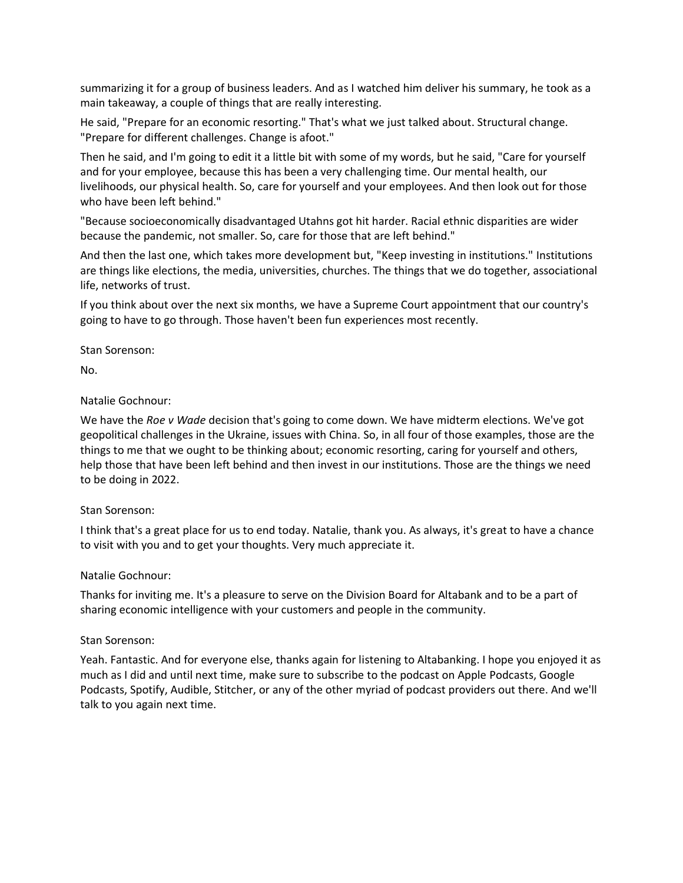summarizing it for a group of business leaders. And as I watched him deliver his summary, he took as a main takeaway, a couple of things that are really interesting.

He said, "Prepare for an economic resorting." That's what we just talked about. Structural change. "Prepare for different challenges. Change is afoot."

Then he said, and I'm going to edit it a little bit with some of my words, but he said, "Care for yourself and for your employee, because this has been a very challenging time. Our mental health, our livelihoods, our physical health. So, care for yourself and your employees. And then look out for those who have been left behind."

"Because socioeconomically disadvantaged Utahns got hit harder. Racial ethnic disparities are wider because the pandemic, not smaller. So, care for those that are left behind."

And then the last one, which takes more development but, "Keep investing in institutions." Institutions are things like elections, the media, universities, churches. The things that we do together, associational life, networks of trust.

If you think about over the next six months, we have a Supreme Court appointment that our country's going to have to go through. Those haven't been fun experiences most recently.

Stan Sorenson:

No.

Natalie Gochnour:

We have the *Roe v Wade* decision that's going to come down. We have midterm elections. We've got geopolitical challenges in the Ukraine, issues with China. So, in all four of those examples, those are the things to me that we ought to be thinking about; economic resorting, caring for yourself and others, help those that have been left behind and then invest in our institutions. Those are the things we need to be doing in 2022.

Stan Sorenson:

I think that's a great place for us to end today. Natalie, thank you. As always, it's great to have a chance to visit with you and to get your thoughts. Very much appreciate it.

Natalie Gochnour:

Thanks for inviting me. It's a pleasure to serve on the Division Board for Altabank and to be a part of sharing economic intelligence with your customers and people in the community.

Stan Sorenson:

Yeah. Fantastic. And for everyone else, thanks again for listening to Altabanking. I hope you enjoyed it as much as I did and until next time, make sure to subscribe to the podcast on Apple Podcasts, Google Podcasts, Spotify, Audible, Stitcher, or any of the other myriad of podcast providers out there. And we'll talk to you again next time.